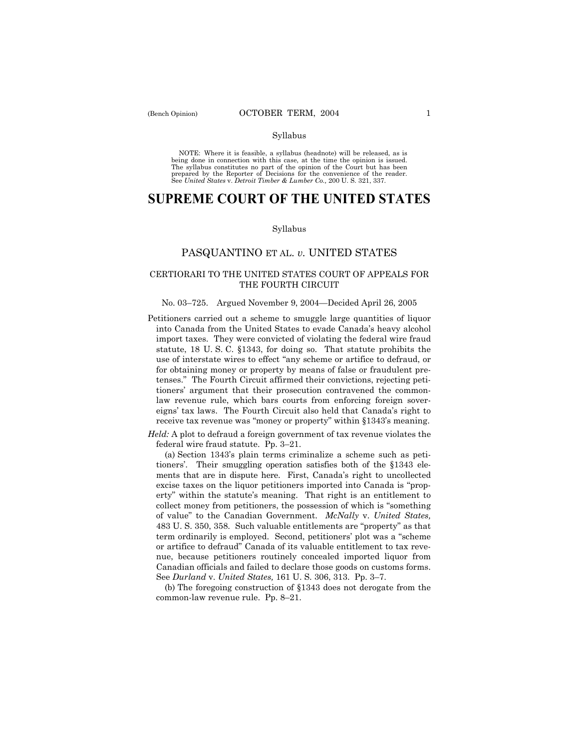Syllabus

NOTE: Where it is feasible, a syllabus (headnote) will be released, as is being done in connection with this case, at the time the opinion is issued. The syllabus constitutes no part of the opinion of the Court but has been prepared by the Reporter of Decisions for the convenience of the reader. See *United States* v. *Detroit Timber & Lumber Co.,* 200 U. S. 321, 337.

# SUPREME COURT OF THE UNITED STATES

Syllabus

## PASQUANTINO ET AL. *v.* UNITED STATES

### CERTIORARI TO THE UNITED STATES COURT OF APPEALS FOR THE FOURTH CIRCUIT

No. 03–725. Argued November 9, 2004—Decided April 26, 2005

Petitioners carried out a scheme to smuggle large quantities of liquor into Canada from the United States to evade Canada's heavy alcohol import taxes. They were convicted of violating the federal wire fraud statute, 18 U. S. C. §1343, for doing so. That statute prohibits the use of interstate wires to effect "any scheme or artifice to defraud, or for obtaining money or property by means of false or fraudulent pretenses." The Fourth Circuit affirmed their convictions, rejecting petitioners' argument that their prosecution contravened the common-law revenue rule, which bars courts from enforcing foreign sovereigns' tax laws. The Fourth Circuit also held that Canada's right to receive tax revenue was "money or property" within §1343's meaning.

*Held:* A plot to defraud a foreign government of tax revenue violates the federal wire fraud statute. Pp. 3–21.

(a) Section 1343's plain terms criminalize a scheme such as petitioners'. Their smuggling operation satisfies both of the §1343 elements that are in dispute here. First, Canada's right to uncollected excise taxes on the liquor petitioners imported into Canada is "property" within the statute's meaning. That right is an entitlement to collect money from petitioners, the possession of which is "something of value" to the Canadian Government. *McNally* v. *United States,* 483 U. S. 350, 358. Such valuable entitlements are "property" as that term ordinarily is employed. Second, petitioners' plot was a "scheme or artifice to defraud" Canada of its valuable entitlement to tax revenue, because petitioners routinely concealed imported liquor from Canadian officials and failed to declare those goods on customs forms. See *Durland* v. *United States,* 161 U. S. 306, 313. Pp. 3–7.

(b) The foregoing construction of §1343 does not derogate from the common-law revenue rule. Pp. 8–21.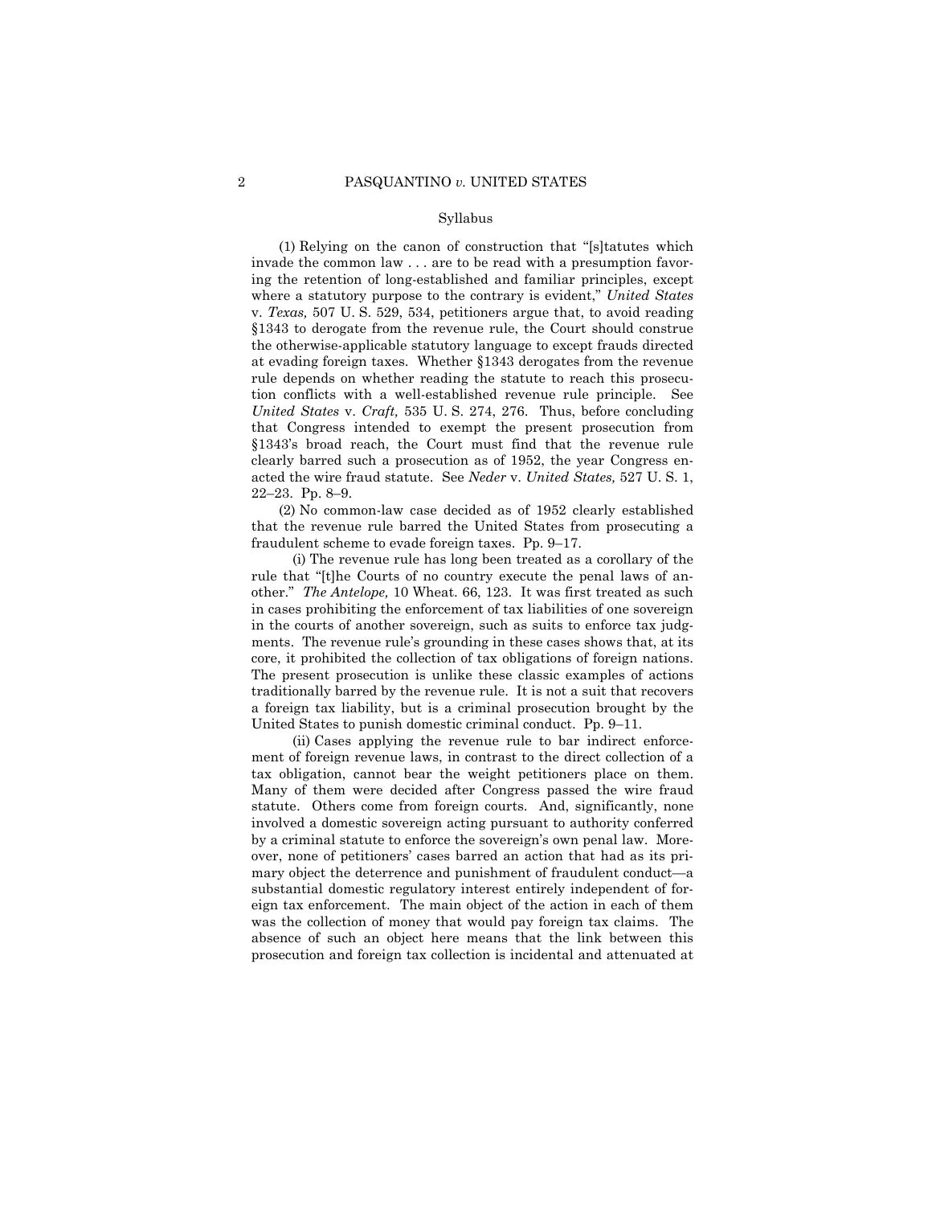Syllabus

(1) Relying on the canon of construction that "[s]tatutes which invade the common law . . . are to be read with a presumption favoring the retention of long-established and familiar principles, except where a statutory purpose to the contrary is evident," *United States* v. *Texas,* 507 U. S. 529, 534, petitioners argue that, to avoid reading §1343 to derogate from the revenue rule, the Court should construe the otherwise-applicable statutory language to except frauds directed at evading foreign taxes. Whether §1343 derogates from the revenue rule depends on whether reading the statute to reach this prosecution conflicts with a well-established revenue rule principle. See *United States* v. *Craft,* 535 U. S. 274, 276. Thus, before concluding that Congress intended to exempt the present prosecution from §1343's broad reach, the Court must find that the revenue rule clearly barred such a prosecution as of 1952, the year Congress enacted the wire fraud statute. See *Neder* v. *United States,* 527 U. S. 1, 22–23. Pp. 8–9.

(2) No common-law case decided as of 1952 clearly established that the revenue rule barred the United States from prosecuting a fraudulent scheme to evade foreign taxes. Pp. 9–17.

(i) The revenue rule has long been treated as a corollary of the rule that "[t]he Courts of no country execute the penal laws of another." *The Antelope,* 10 Wheat. 66, 123. It was first treated as such in cases prohibiting the enforcement of tax liabilities of one sovereign in the courts of another sovereign, such as suits to enforce tax judgments. The revenue rule's grounding in these cases shows that, at its core, it prohibited the collection of tax obligations of foreign nations. The present prosecution is unlike these classic examples of actions traditionally barred by the revenue rule. It is not a suit that recovers a foreign tax liability, but is a criminal prosecution brought by the United States to punish domestic criminal conduct. Pp. 9–11.

(ii) Cases applying the revenue rule to bar indirect enforcement of foreign revenue laws, in contrast to the direct collection of a tax obligation, cannot bear the weight petitioners place on them. Many of them were decided after Congress passed the wire fraud statute. Others come from foreign courts. And, significantly, none involved a domestic sovereign acting pursuant to authority conferred by a criminal statute to enforce the sovereign's own penal law. Moreover, none of petitioners' cases barred an action that had as its primary object the deterrence and punishment of fraudulent conduct—a substantial domestic regulatory interest entirely independent of foreign tax enforcement. The main object of the action in each of them was the collection of money that would pay foreign tax claims. The absence of such an object here means that the link between this prosecution and foreign tax collection is incidental and attenuated at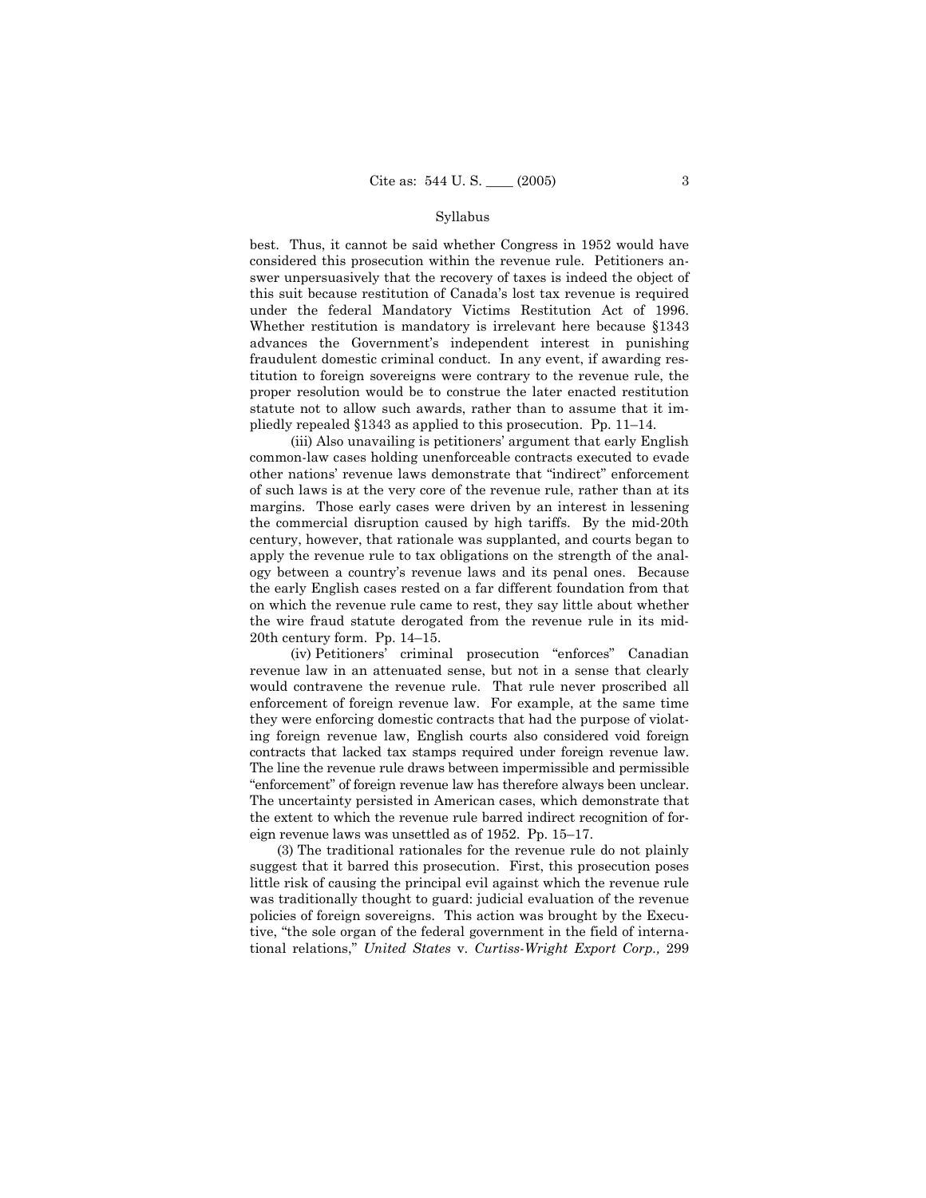best. Thus, it cannot be said whether Congress in 1952 would have considered this prosecution within the revenue rule. Petitioners answer unpersuasively that the recovery of taxes is indeed the object of this suit because restitution of Canada's lost tax revenue is required under the federal Mandatory Victims Restitution Act of 1996. Whether restitution is mandatory is irrelevant here because §1343 advances the Government's independent interest in punishing fraudulent domestic criminal conduct. In any event, if awarding restitution to foreign sovereigns were contrary to the revenue rule, the proper resolution would be to construe the later enacted restitution statute not to allow such awards, rather than to assume that it impliedly repealed §1343 as applied to this prosecution. Pp. 11–14.

(iii) Also unavailing is petitioners' argument that early English common-law cases holding unenforceable contracts executed to evade other nations' revenue laws demonstrate that "indirect" enforcement of such laws is at the very core of the revenue rule, rather than at its margins. Those early cases were driven by an interest in lessening the commercial disruption caused by high tariffs. By the mid-20th century, however, that rationale was supplanted, and courts began to apply the revenue rule to tax obligations on the strength of the analogy between a country's revenue laws and its penal ones. Because the early English cases rested on a far different foundation from that on which the revenue rule came to rest, they say little about whether the wire fraud statute derogated from the revenue rule in its mid-20th century form. Pp. 14–15.

(iv) Petitioners' criminal prosecution "enforces" Canadian revenue law in an attenuated sense, but not in a sense that clearly would contravene the revenue rule. That rule never proscribed all enforcement of foreign revenue law. For example, at the same time they were enforcing domestic contracts that had the purpose of violating foreign revenue law, English courts also considered void foreign contracts that lacked tax stamps required under foreign revenue law. The line the revenue rule draws between impermissible and permissible "enforcement" of foreign revenue law has therefore always been unclear. The uncertainty persisted in American cases, which demonstrate that the extent to which the revenue rule barred indirect recognition of foreign revenue laws was unsettled as of 1952. Pp. 15–17.

(3) The traditional rationales for the revenue rule do not plainly suggest that it barred this prosecution. First, this prosecution poses little risk of causing the principal evil against which the revenue rule was traditionally thought to guard: judicial evaluation of the revenue policies of foreign sovereigns. This action was brought by the Executive, "the sole organ of the federal government in the field of international relations," *United States* v. *Curtiss-Wright Export Corp.,* 299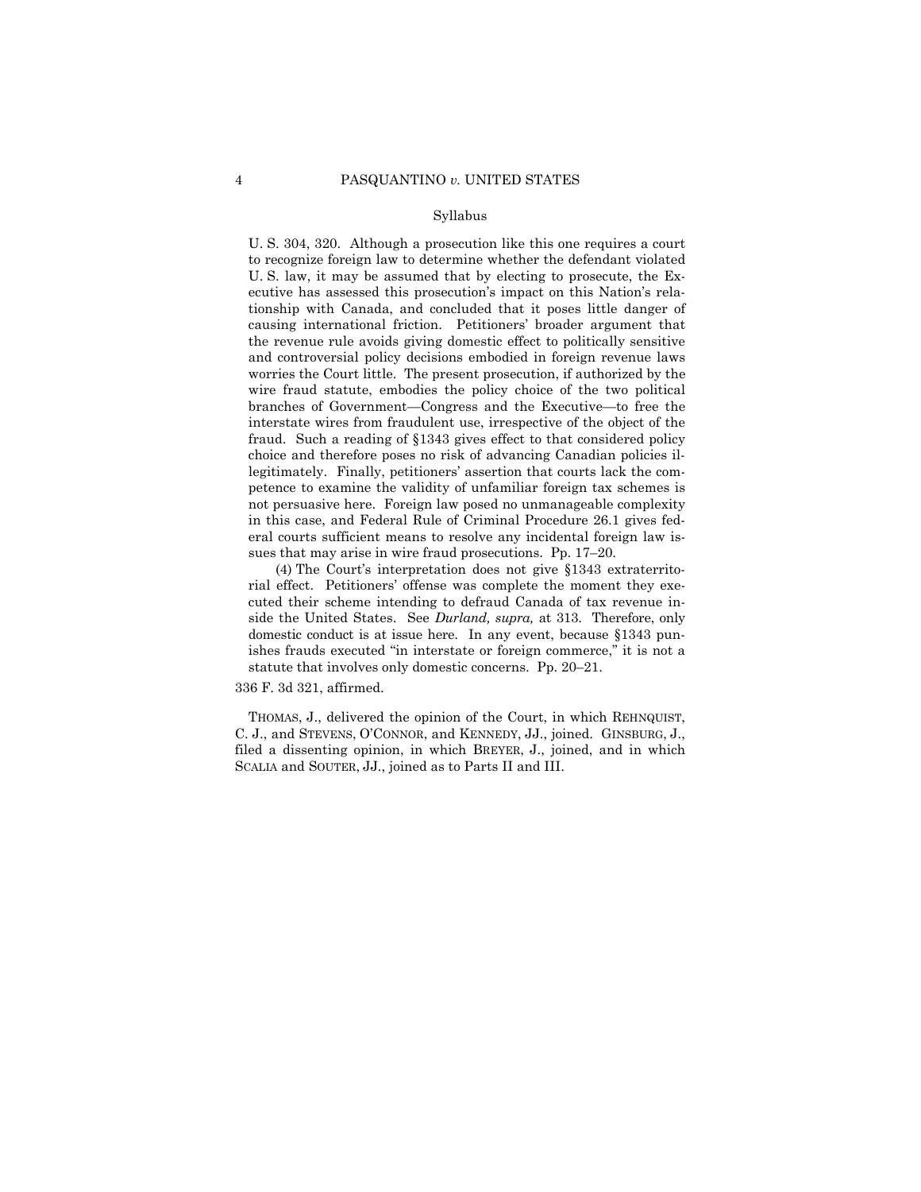U. S. 304, 320. Although a prosecution like this one requires a court to recognize foreign law to determine whether the defendant violated U. S. law, it may be assumed that by electing to prosecute, the Executive has assessed this prosecution's impact on this Nation's relationship with Canada, and concluded that it poses little danger of causing international friction. Petitioners' broader argument that the revenue rule avoids giving domestic effect to politically sensitive and controversial policy decisions embodied in foreign revenue laws worries the Court little. The present prosecution, if authorized by the wire fraud statute, embodies the policy choice of the two political branches of Government—Congress and the Executive—to free the interstate wires from fraudulent use, irrespective of the object of the fraud. Such a reading of §1343 gives effect to that considered policy choice and therefore poses no risk of advancing Canadian policies illegitimately. Finally, petitioners' assertion that courts lack the competence to examine the validity of unfamiliar foreign tax schemes is not persuasive here. Foreign law posed no unmanageable complexity in this case, and Federal Rule of Criminal Procedure 26.1 gives federal courts sufficient means to resolve any incidental foreign law issues that may arise in wire fraud prosecutions. Pp. 17–20.

(4) The Court's interpretation does not give §1343 extraterritorial effect. Petitioners' offense was complete the moment they executed their scheme intending to defraud Canada of tax revenue inside the United States. See *Durland, supra,* at 313. Therefore, only domestic conduct is at issue here. In any event, because §1343 punishes frauds executed "in interstate or foreign commerce," it is not a statute that involves only domestic concerns. Pp. 20–21.

336 F. 3d 321, affirmed.

THOMAS, J., delivered the opinion of the Court, in which REHNQUIST, C. J., and STEVENS, O'CONNOR, and KENNEDY, JJ., joined. GINSBURG, J., filed a dissenting opinion, in which BREYER, J., joined, and in which SCALIA and SOUTER, JJ., joined as to Parts II and III.